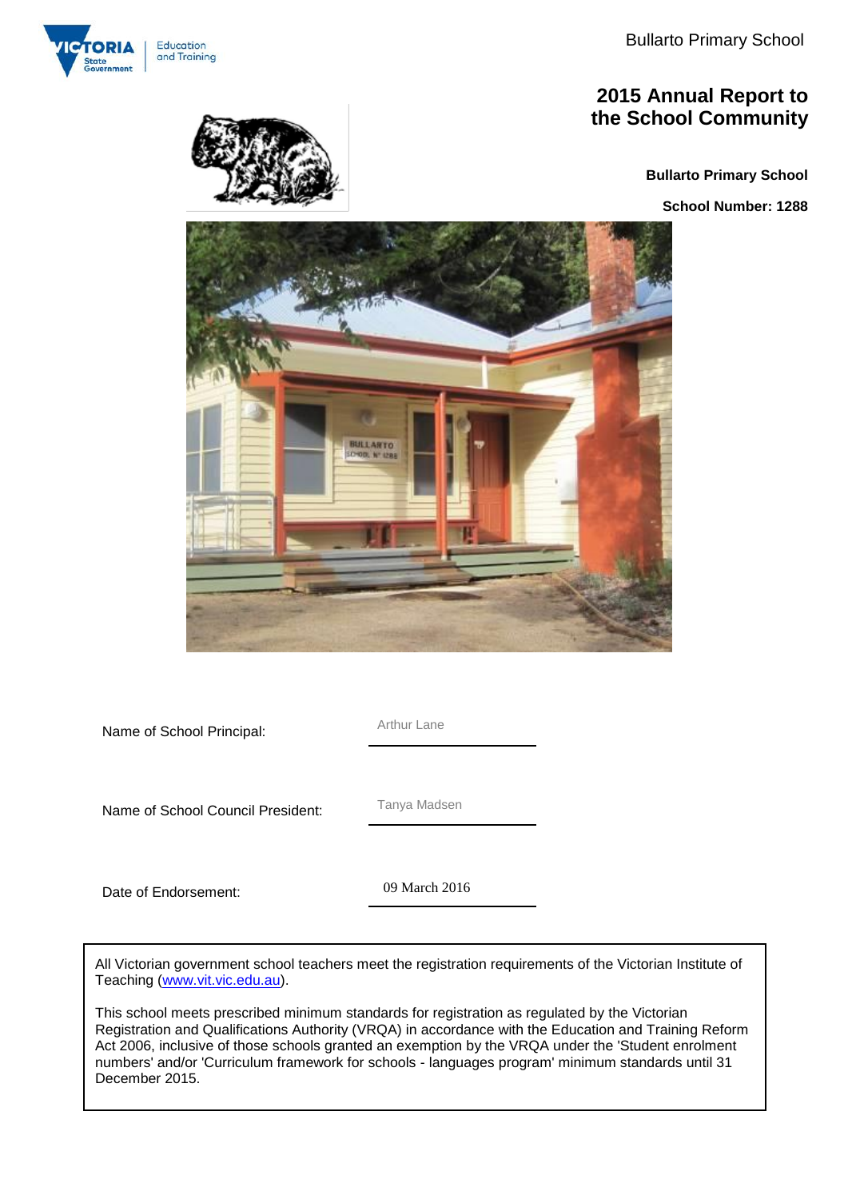Bullarto Primary School

# 2015 Annual Report to the School Community

**Bullarto Primary School**

**School Number: 1288**

| | |
|---|---|
| Name of School Principal: | Arthur Lane |
| Name of School Council President: | Tanya Madsen |
| Date of Endorsement: | 09 March 2016 |

All Victorian government school teachers meet the registration requirements of the Victorian Institute of Teaching (www.vit.vic.edu.au).

This school meets prescribed minimum standards for registration as regulated by the Victorian Registration and Qualifications Authority (VRQA) in accordance with the Education and Training Reform Act 2006, inclusive of those schools granted an exemption by the VRQA under the 'Student enrolment numbers' and/or 'Curriculum framework for schools - languages program' minimum standards until 31 December 2015.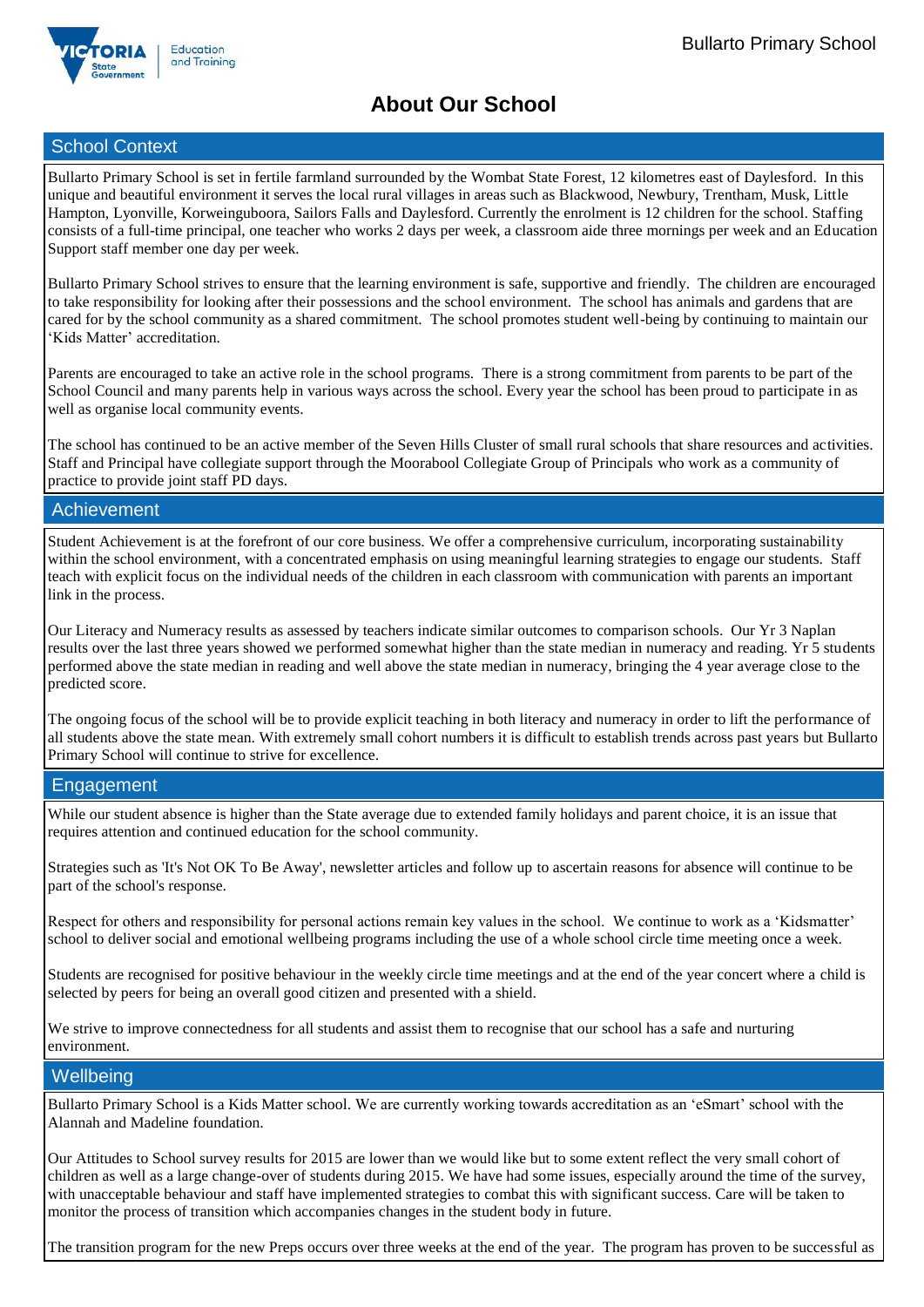# About Our School

## School Context

Bullarto Primary School is set in fertile farmland surrounded by the Wombat State Forest, 12 kilometres east of Daylesford. In this unique and beautiful environment it serves the local rural villages in areas such as Blackwood, Newbury, Trentham, Musk, Little Hampton, Lyonville, Korweinguboora, Sailors Falls and Daylesford. Currently the enrolment is 12 children for the school. Staffing consists of a full-time principal, one teacher who works 2 days per week, a classroom aide three mornings per week and an Education Support staff member one day per week.

Bullarto Primary School strives to ensure that the learning environment is safe, supportive and friendly. The children are encouraged to take responsibility for looking after their possessions and the school environment. The school has animals and gardens that are cared for by the school community as a shared commitment. The school promotes student well-being by continuing to maintain our 'Kids Matter' accreditation.

Parents are encouraged to take an active role in the school programs. There is a strong commitment from parents to be part of the School Council and many parents help in various ways across the school. Every year the school has been proud to participate in as well as organise local community events.

The school has continued to be an active member of the Seven Hills Cluster of small rural schools that share resources and activities. Staff and Principal have collegiate support through the Moorabool Collegiate Group of Principals who work as a community of practice to provide joint staff PD days.

## Achievement

Student Achievement is at the forefront of our core business. We offer a comprehensive curriculum, incorporating sustainability within the school environment, with a concentrated emphasis on using meaningful learning strategies to engage our students. Staff teach with explicit focus on the individual needs of the children in each classroom with communication with parents an important link in the process.

Our Literacy and Numeracy results as assessed by teachers indicate similar outcomes to comparison schools. Our Yr 3 Naplan results over the last three years showed we performed somewhat higher than the state median in numeracy and reading. Yr 5 students performed above the state median in reading and well above the state median in numeracy, bringing the 4 year average close to the predicted score.

The ongoing focus of the school will be to provide explicit teaching in both literacy and numeracy in order to lift the performance of all students above the state mean. With extremely small cohort numbers it is difficult to establish trends across past years but Bullarto Primary School will continue to strive for excellence.

## Engagement

While our student absence is higher than the State average due to extended family holidays and parent choice, it is an issue that requires attention and continued education for the school community.

Strategies such as 'It's Not OK To Be Away', newsletter articles and follow up to ascertain reasons for absence will continue to be part of the school's response.

Respect for others and responsibility for personal actions remain key values in the school. We continue to work as a 'Kidsmatter' school to deliver social and emotional wellbeing programs including the use of a whole school circle time meeting once a week.

Students are recognised for positive behaviour in the weekly circle time meetings and at the end of the year concert where a child is selected by peers for being an overall good citizen and presented with a shield.

We strive to improve connectedness for all students and assist them to recognise that our school has a safe and nurturing environment.

## Wellbeing

Bullarto Primary School is a Kids Matter school. We are currently working towards accreditation as an 'eSmart' school with the Alannah and Madeline foundation.

Our Attitudes to School survey results for 2015 are lower than we would like but to some extent reflect the very small cohort of children as well as a large change-over of students during 2015. We have had some issues, especially around the time of the survey, with unacceptable behaviour and staff have implemented strategies to combat this with significant success. Care will be taken to monitor the process of transition which accompanies changes in the student body in future.

The transition program for the new Preps occurs over three weeks at the end of the year. The program has proven to be successful as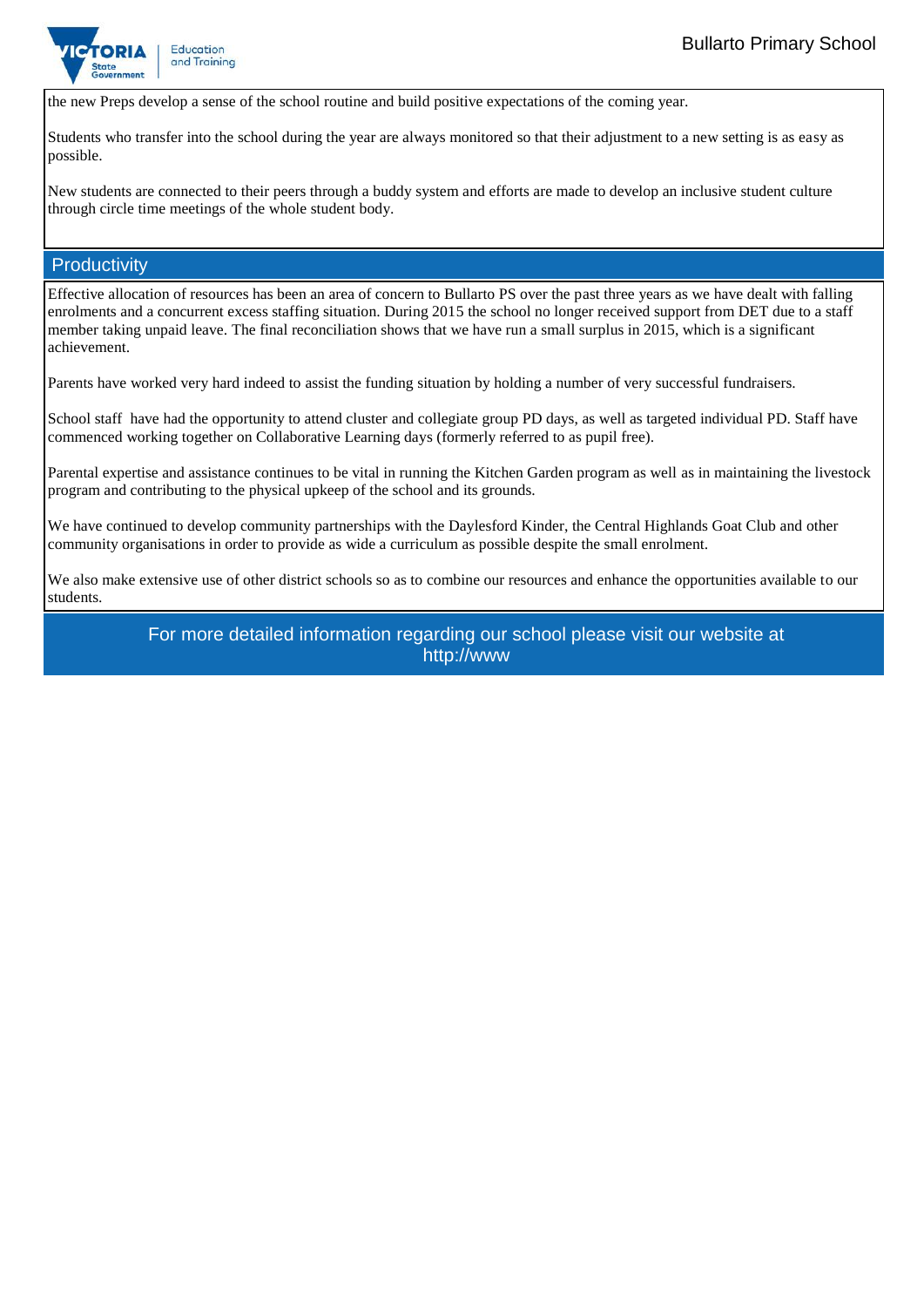the new Preps develop a sense of the school routine and build positive expectations of the coming year.

Students who transfer into the school during the year are always monitored so that their adjustment to a new setting is as easy as possible.

New students are connected to their peers through a buddy system and efforts are made to develop an inclusive student culture through circle time meetings of the whole student body.

## Productivity

Effective allocation of resources has been an area of concern to Bullarto PS over the past three years as we have dealt with falling enrolments and a concurrent excess staffing situation. During 2015 the school no longer received support from DET due to a staff member taking unpaid leave. The final reconciliation shows that we have run a small surplus in 2015, which is a significant achievement.

Parents have worked very hard indeed to assist the funding situation by holding a number of very successful fundraisers.

School staff have had the opportunity to attend cluster and collegiate group PD days, as well as targeted individual PD. Staff have commenced working together on Collaborative Learning days (formerly referred to as pupil free).

Parental expertise and assistance continues to be vital in running the Kitchen Garden program as well as in maintaining the livestock program and contributing to the physical upkeep of the school and its grounds.

We have continued to develop community partnerships with the Daylesford Kinder, the Central Highlands Goat Club and other community organisations in order to provide as wide a curriculum as possible despite the small enrolment.

We also make extensive use of other district schools so as to combine our resources and enhance the opportunities available to our students.

For more detailed information regarding our school please visit our website at http://www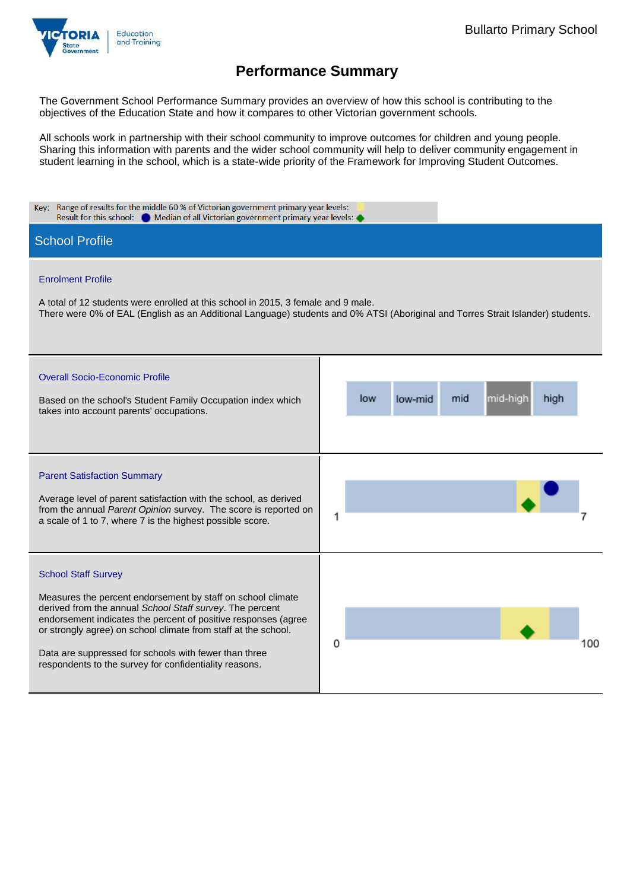Bullarto Primary School

# Performance Summary

The Government School Performance Summary provides an overview of how this school is contributing to the objectives of the Education State and how it compares to other Victorian government schools.

All schools work in partnership with their school community to improve outcomes for children and young people. Sharing this information with parents and the wider school community will help to deliver community engagement in student learning in the school, which is a state-wide priority of the Framework for Improving Student Outcomes.

Key: Range of results for the middle 60 % of Victorian government primary year levels:
Result for this school: ● Median of all Victorian government primary year levels: ◆

## School Profile

### Enrolment Profile

A total of 12 students were enrolled at this school in 2015, 3 female and 9 male.
There were 0% of EAL (English as an Additional Language) students and 0% ATSI (Aboriginal and Torres Strait Islander) students.

### Overall Socio-Economic Profile

Based on the school's Student Family Occupation index which takes into account parents' occupations.

low | low-mid | mid | mid-high | high

### Parent Satisfaction Summary

Average level of parent satisfaction with the school, as derived from the annual *Parent Opinion* survey. The score is reported on a scale of 1 to 7, where 7 is the highest possible score.

1 — 7

### School Staff Survey

Measures the percent endorsement by staff on school climate derived from the annual *School Staff survey*. The percent endorsement indicates the percent of positive responses (agree or strongly agree) on school climate from staff at the school.

Data are suppressed for schools with fewer than three respondents to the survey for confidentiality reasons.

0 — 100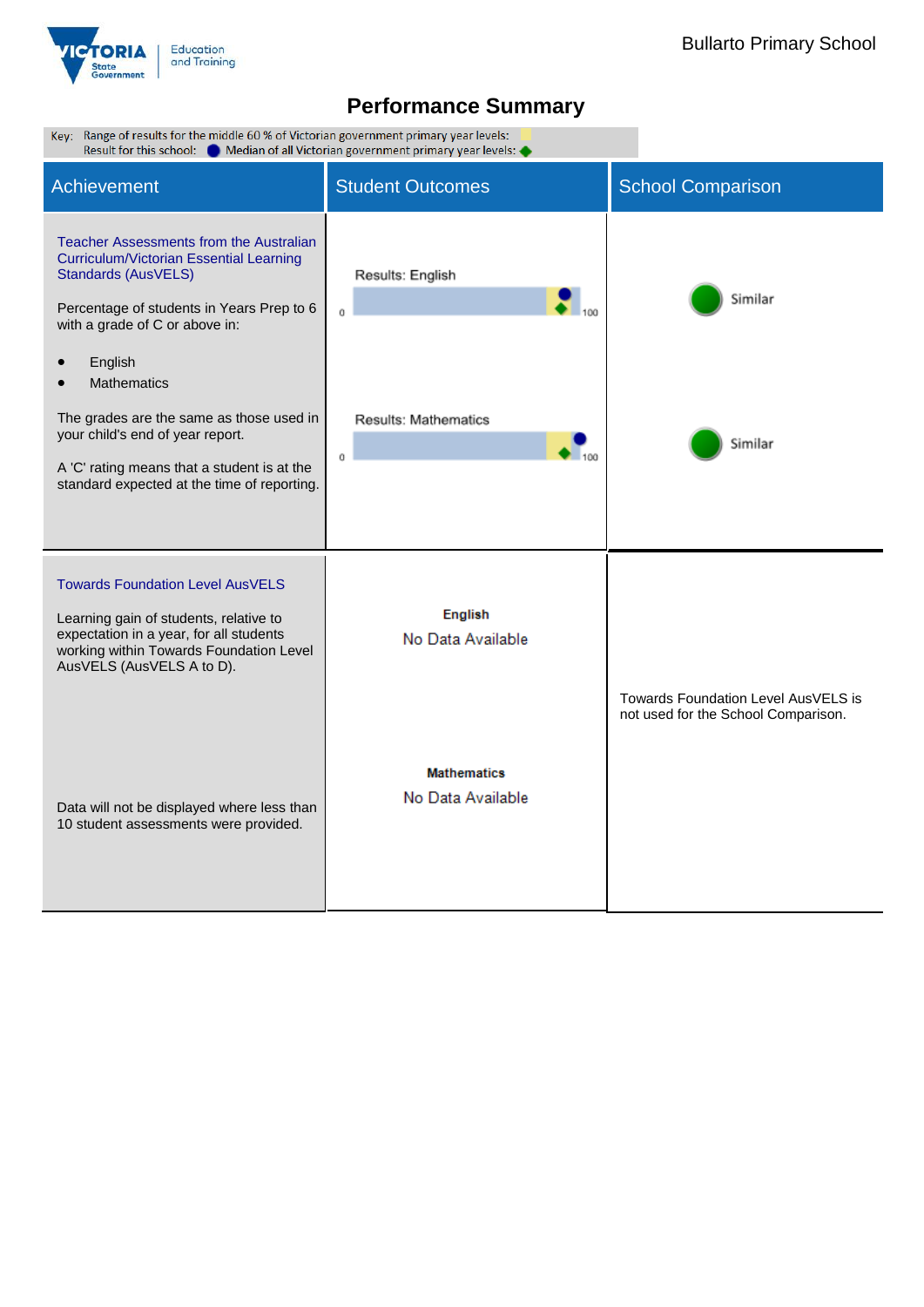# Performance Summary

Key: Range of results for the middle 60 % of Victorian government primary year levels:
Result for this school: ● Median of all Victorian government primary year levels: ◆

| Achievement | Student Outcomes | School Comparison |
|---|---|---|
| Teacher Assessments from the Australian Curriculum/Victorian Essential Learning Standards (AusVELS)<br><br>Percentage of students in Years Prep to 6 with a grade of C or above in:<br>• English<br>• Mathematics<br><br>The grades are the same as those used in your child's end of year report.<br><br>A 'C' rating means that a student is at the standard expected at the time of reporting. | Results: English (0–100)<br><br>Results: Mathematics (0–100) | Similar<br><br>Similar |
| Towards Foundation Level AusVELS<br><br>Learning gain of students, relative to expectation in a year, for all students working within Towards Foundation Level AusVELS (AusVELS A to D).<br><br>Data will not be displayed where less than 10 student assessments were provided. | **English**<br>No Data Available<br><br>**Mathematics**<br>No Data Available | Towards Foundation Level AusVELS is not used for the School Comparison. |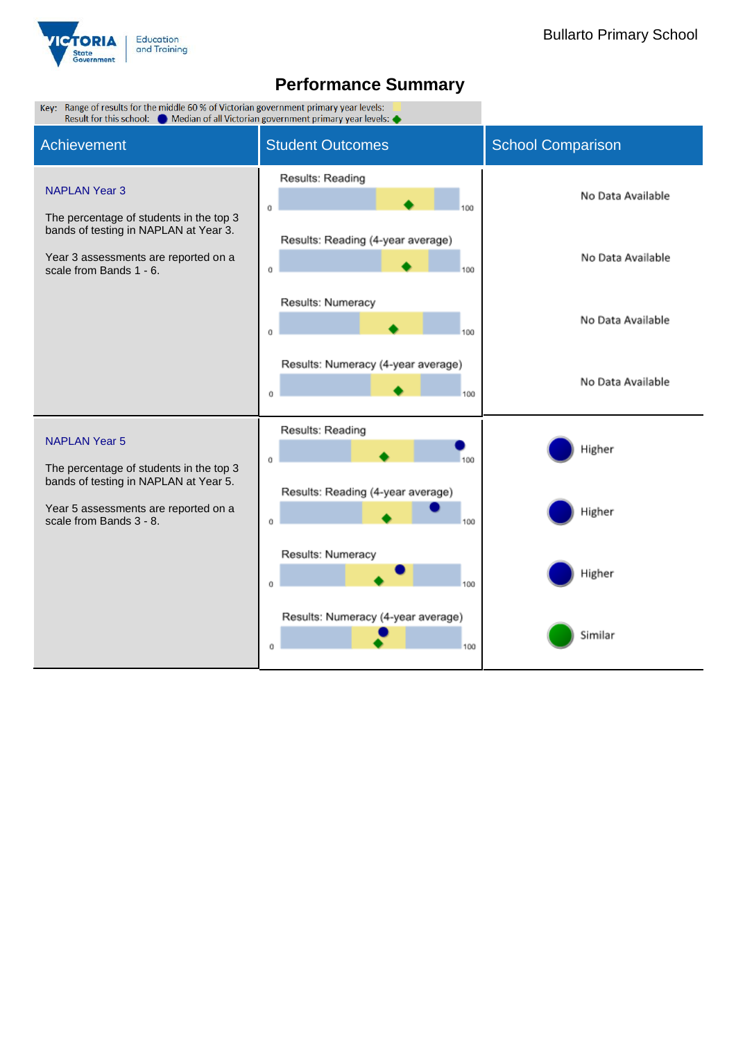Bullarto Primary School

# Performance Summary

Key: Range of results for the middle 60 % of Victorian government primary year levels:
Result for this school: ● Median of all Victorian government primary year levels: ◆

| Achievement | Student Outcomes | School Comparison |
|---|---|---|
| **NAPLAN Year 3**<br><br>The percentage of students in the top 3 bands of testing in NAPLAN at Year 3.<br><br>Year 3 assessments are reported on a scale from Bands 1 - 6. | Results: Reading (0–100) | No Data Available |
| | Results: Reading (4-year average) (0–100) | No Data Available |
| | Results: Numeracy (0–100) | No Data Available |
| | Results: Numeracy (4-year average) (0–100) | No Data Available |
| **NAPLAN Year 5**<br><br>The percentage of students in the top 3 bands of testing in NAPLAN at Year 5.<br><br>Year 5 assessments are reported on a scale from Bands 3 - 8. | Results: Reading (0–100) | Higher |
| | Results: Reading (4-year average) (0–100) | Higher |
| | Results: Numeracy (0–100) | Higher |
| | Results: Numeracy (4-year average) (0–100) | Similar |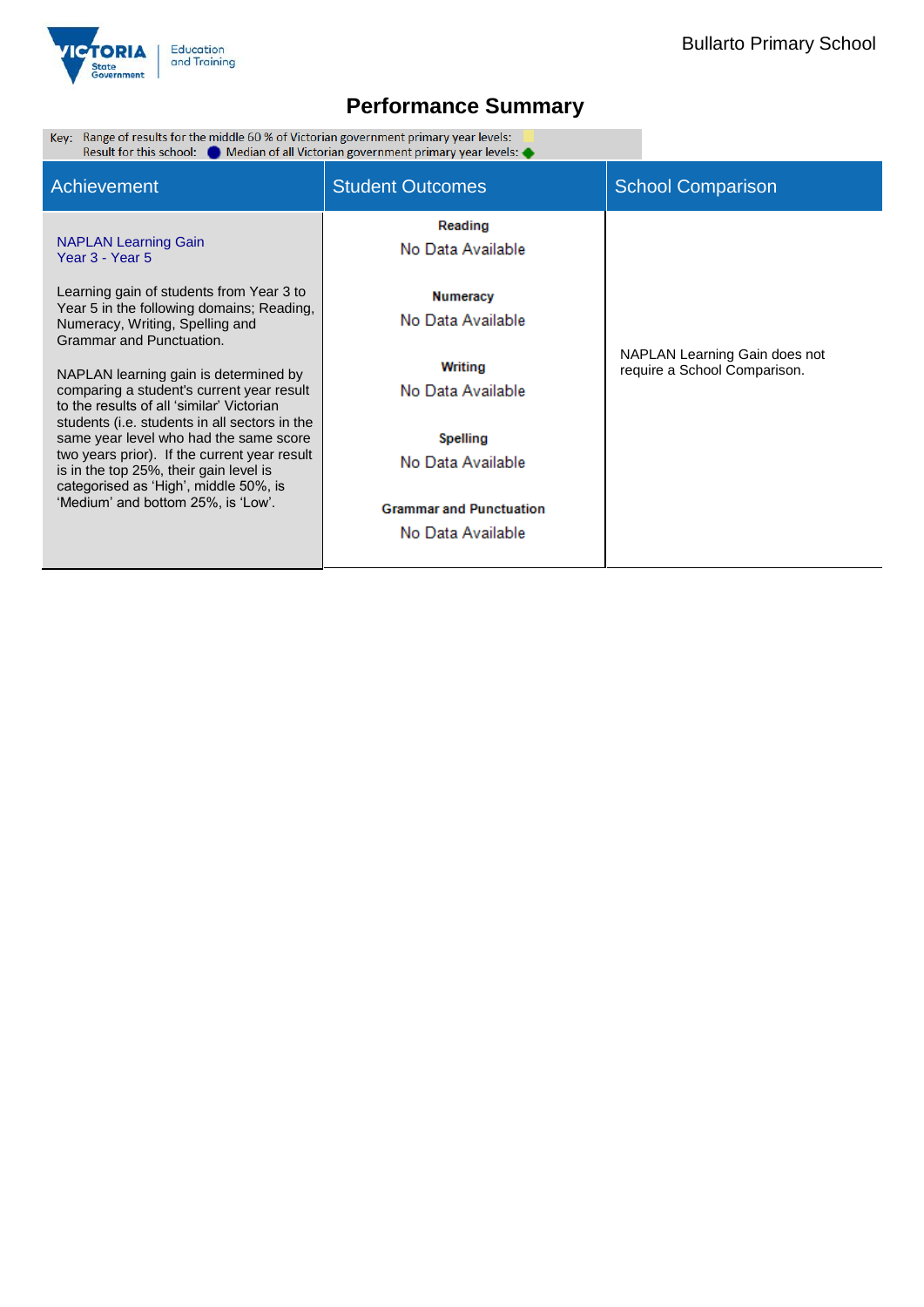# Performance Summary

Key: Range of results for the middle 60 % of Victorian government primary year levels:
Result for this school: ● Median of all Victorian government primary year levels: ◆

| Achievement | Student Outcomes | School Comparison |
|---|---|---|
| NAPLAN Learning Gain<br>Year 3 - Year 5<br><br>Learning gain of students from Year 3 to Year 5 in the following domains; Reading, Numeracy, Writing, Spelling and Grammar and Punctuation.<br><br>NAPLAN learning gain is determined by comparing a student's current year result to the results of all 'similar' Victorian students (i.e. students in all sectors in the same year level who had the same score two years prior). If the current year result is in the top 25%, their gain level is categorised as 'High', middle 50%, is 'Medium' and bottom 25%, is 'Low'. | **Reading**<br>No Data Available<br><br>**Numeracy**<br>No Data Available<br><br>**Writing**<br>No Data Available<br><br>**Spelling**<br>No Data Available<br><br>**Grammar and Punctuation**<br>No Data Available | NAPLAN Learning Gain does not require a School Comparison. |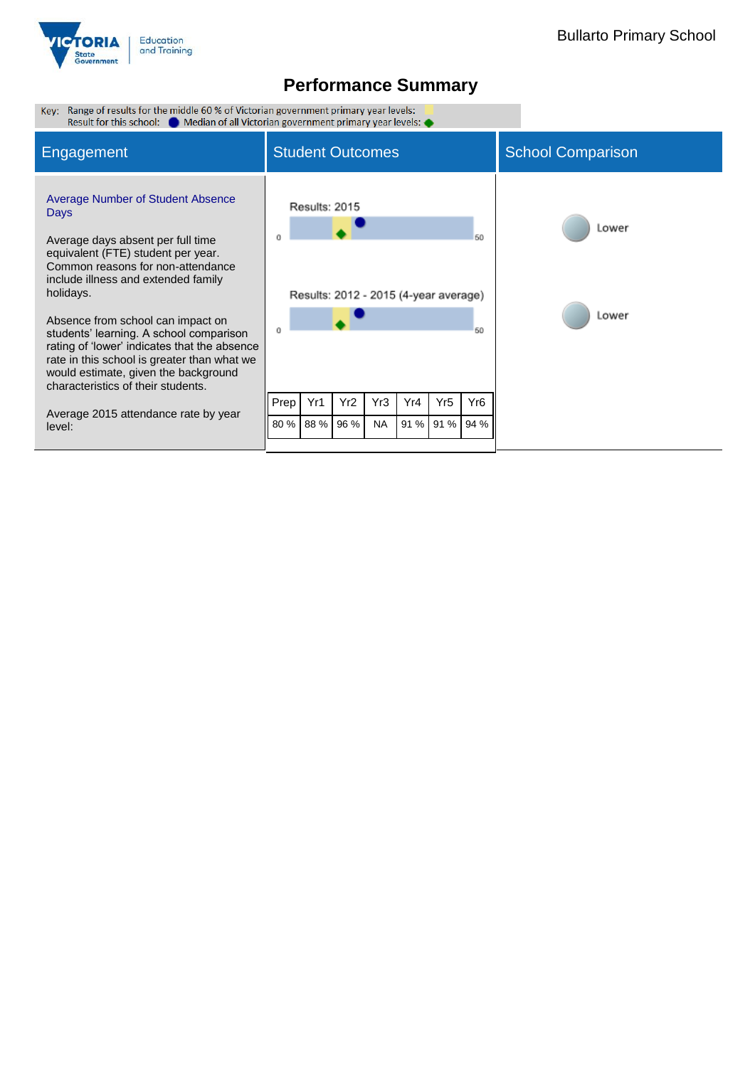# Performance Summary

Key: Range of results for the middle 60 % of Victorian government primary year levels:
Result for this school: ● Median of all Victorian government primary year levels: ◆

## Engagement

**Average Number of Student Absence Days**

Average days absent per full time equivalent (FTE) student per year. Common reasons for non-attendance include illness and extended family holidays.

Absence from school can impact on students' learning. A school comparison rating of 'lower' indicates that the absence rate in this school is greater than what we would estimate, given the background characteristics of their students.

Average 2015 attendance rate by year level:

## Student Outcomes

Results: 2015

0 — 50

Results: 2012 - 2015 (4-year average)

0 — 50

| Prep | Yr1 | Yr2 | Yr3 | Yr4 | Yr5 | Yr6 |
|---|---|---|---|---|---|---|
| 80 % | 88 % | 96 % | NA | 91 % | 91 % | 94 % |

## School Comparison

Lower

Lower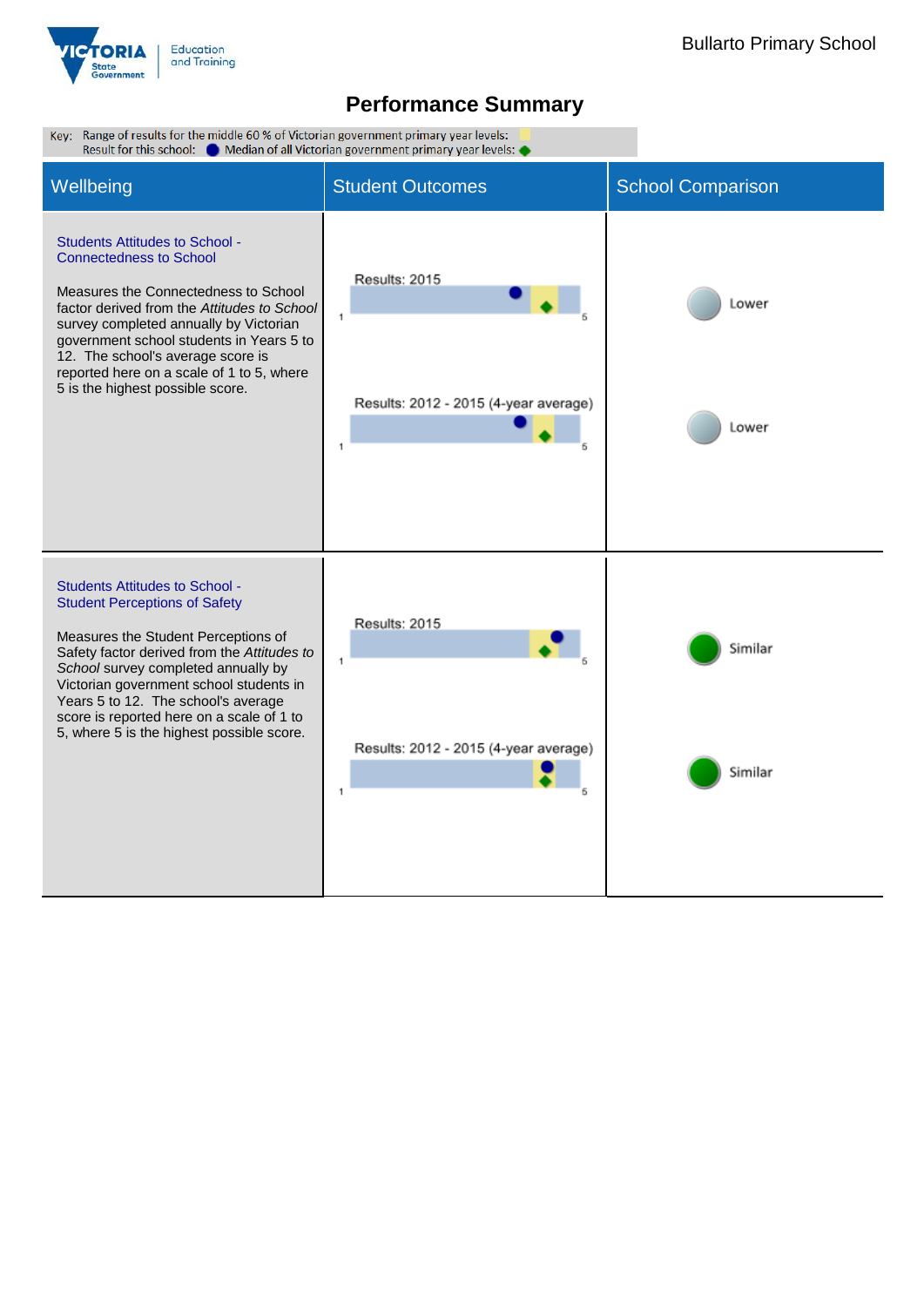Bullarto Primary School

# Performance Summary

Key: Range of results for the middle 60 % of Victorian government primary year levels:
Result for this school: ● Median of all Victorian government primary year levels: ◆

| Wellbeing | Student Outcomes | School Comparison |
|---|---|---|
| **Students Attitudes to School - Connectedness to School**<br><br>Measures the Connectedness to School factor derived from the *Attitudes to School* survey completed annually by Victorian government school students in Years 5 to 12. The school's average score is reported here on a scale of 1 to 5, where 5 is the highest possible score. | Results: 2015 (scale 1–5)<br><br>Results: 2012 - 2015 (4-year average) (scale 1–5) | Lower<br><br>Lower |
| **Students Attitudes to School - Student Perceptions of Safety**<br><br>Measures the Student Perceptions of Safety factor derived from the *Attitudes to School* survey completed annually by Victorian government school students in Years 5 to 12. The school's average score is reported here on a scale of 1 to 5, where 5 is the highest possible score. | Results: 2015 (scale 1–5)<br><br>Results: 2012 - 2015 (4-year average) (scale 1–5) | Similar<br><br>Similar |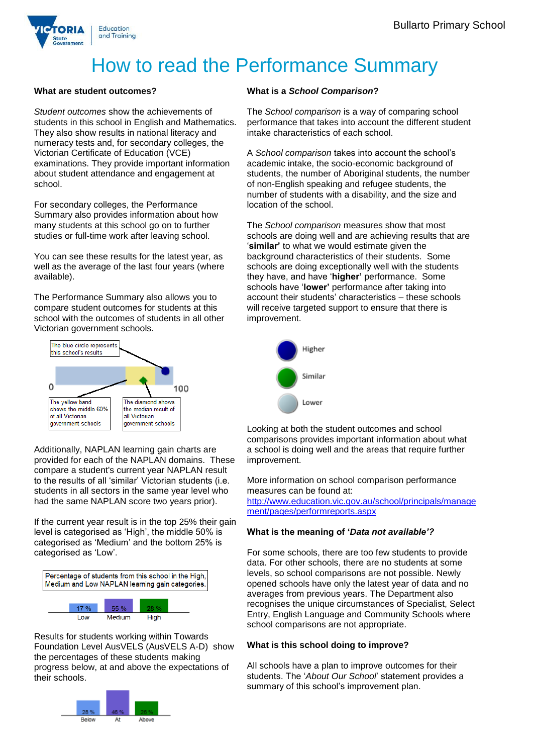# How to read the Performance Summary

### What are student outcomes?

*Student outcomes* show the achievements of students in this school in English and Mathematics. They also show results in national literacy and numeracy tests and, for secondary colleges, the Victorian Certificate of Education (VCE) examinations. They provide important information about student attendance and engagement at school.

For secondary colleges, the Performance Summary also provides information about how many students at this school go on to further studies or full-time work after leaving school.

You can see these results for the latest year, as well as the average of the last four years (where available).

The Performance Summary also allows you to compare student outcomes for students at this school with the outcomes of students in all other Victorian government schools.

The blue circle represents this school's results

0 100

The yellow band shows the middle 60% of all Victorian government schools

The diamond shows the median result of all Victorian government schools

Additionally, NAPLAN learning gain charts are provided for each of the NAPLAN domains. These compare a student's current year NAPLAN result to the results of all 'similar' Victorian students (i.e. students in all sectors in the same year level who had the same NAPLAN score two years prior).

If the current year result is in the top 25% their gain level is categorised as 'High', the middle 50% is categorised as 'Medium' and the bottom 25% is categorised as 'Low'.

Percentage of students from this school in the High, Medium and Low NAPLAN learning gain categories.

| Low | Medium | High |
|---|---|---|
| 17 % | 55 % | 28 % |

Results for students working within Towards Foundation Level AusVELS (AusVELS A-D) show the percentages of these students making progress below, at and above the expectations of their schools.

| Below | At | Above |
|---|---|---|
| 28 % | 46 % | 26 % |

### What is a *School Comparison*?

The *School comparison* is a way of comparing school performance that takes into account the different student intake characteristics of each school.

A *School comparison* takes into account the school's academic intake, the socio-economic background of students, the number of Aboriginal students, the number of non-English speaking and refugee students, the number of students with a disability, and the size and location of the school.

The *School comparison* measures show that most schools are doing well and are achieving results that are '**similar'** to what we would estimate given the background characteristics of their students. Some schools are doing exceptionally well with the students they have, and have '**higher'** performance. Some schools have '**lower'** performance after taking into account their students' characteristics – these schools will receive targeted support to ensure that there is improvement.

Higher

Similar

Lower

Looking at both the student outcomes and school comparisons provides important information about what a school is doing well and the areas that require further improvement.

More information on school comparison performance measures can be found at:
http://www.education.vic.gov.au/school/principals/management/pages/performreports.aspx

### What is the meaning of '*Data not available'?*

For some schools, there are too few students to provide data. For other schools, there are no students at some levels, so school comparisons are not possible. Newly opened schools have only the latest year of data and no averages from previous years. The Department also recognises the unique circumstances of Specialist, Select Entry, English Language and Community Schools where school comparisons are not appropriate.

### What is this school doing to improve?

All schools have a plan to improve outcomes for their students. The '*About Our School*' statement provides a summary of this school's improvement plan.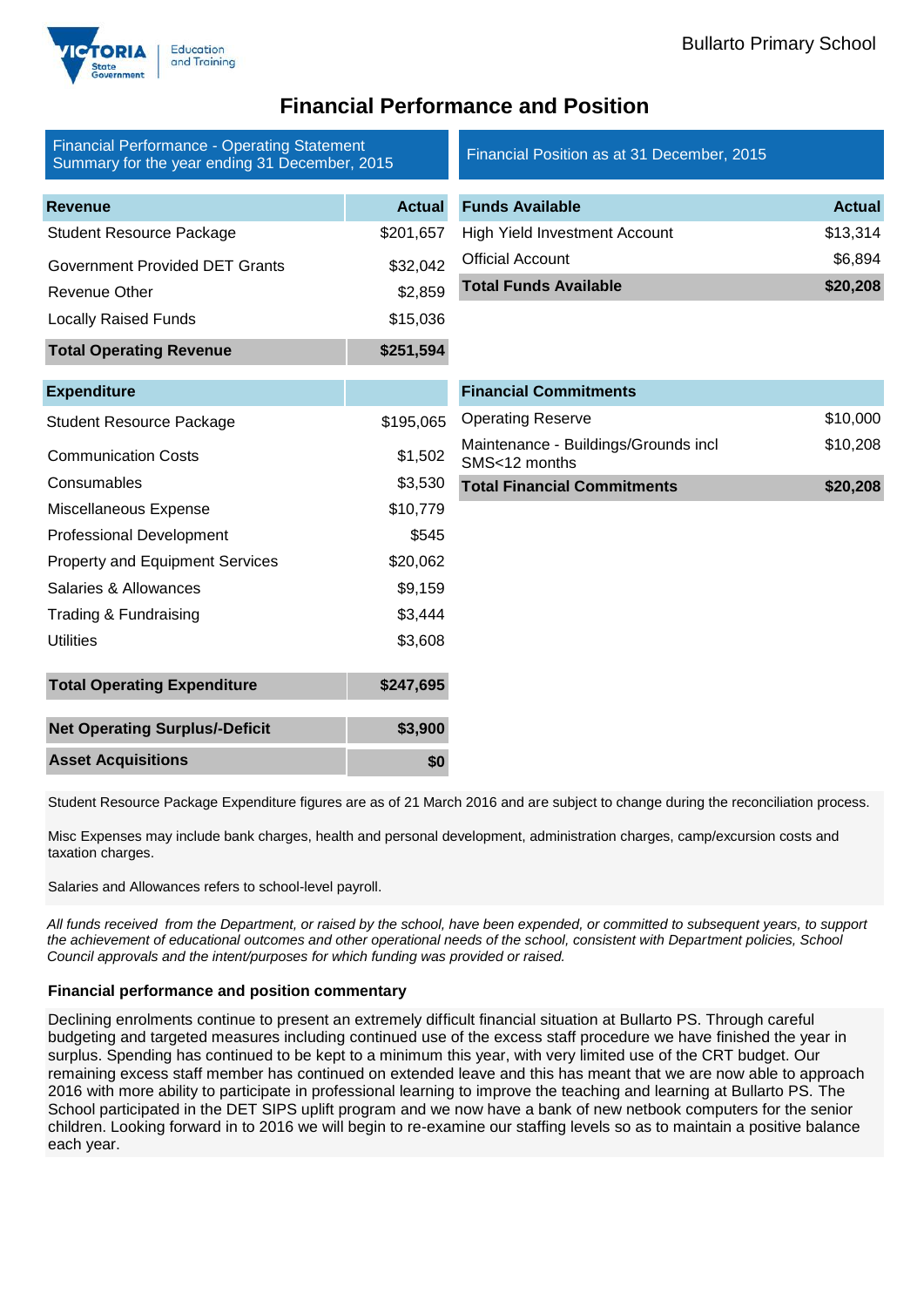Bullarto Primary School

# Financial Performance and Position

## Financial Performance - Operating Statement Summary for the year ending 31 December, 2015

| Revenue | Actual |
|---|---|
| Student Resource Package | $201,657 |
| Government Provided DET Grants | $32,042 |
| Revenue Other | $2,859 |
| Locally Raised Funds | $15,036 |
| **Total Operating Revenue** | **$251,594** |

| Expenditure | |
|---|---|
| Student Resource Package | $195,065 |
| Communication Costs | $1,502 |
| Consumables | $3,530 |
| Miscellaneous Expense | $10,779 |
| Professional Development | $545 |
| Property and Equipment Services | $20,062 |
| Salaries & Allowances | $9,159 |
| Trading & Fundraising | $3,444 |
| Utilities | $3,608 |
| **Total Operating Expenditure** | **$247,695** |
| **Net Operating Surplus/-Deficit** | **$3,900** |
| **Asset Acquisitions** | **$0** |

## Financial Position as at 31 December, 2015

| Funds Available | Actual |
|---|---|
| High Yield Investment Account | $13,314 |
| Official Account | $6,894 |
| **Total Funds Available** | **$20,208** |

| Financial Commitments | |
|---|---|
| Operating Reserve | $10,000 |
| Maintenance - Buildings/Grounds incl SMS<12 months | $10,208 |
| **Total Financial Commitments** | **$20,208** |

Student Resource Package Expenditure figures are as of 21 March 2016 and are subject to change during the reconciliation process.

Misc Expenses may include bank charges, health and personal development, administration charges, camp/excursion costs and taxation charges.

Salaries and Allowances refers to school-level payroll.

*All funds received from the Department, or raised by the school, have been expended, or committed to subsequent years, to support the achievement of educational outcomes and other operational needs of the school, consistent with Department policies, School Council approvals and the intent/purposes for which funding was provided or raised.*

### Financial performance and position commentary

Declining enrolments continue to present an extremely difficult financial situation at Bullarto PS. Through careful budgeting and targeted measures including continued use of the excess staff procedure we have finished the year in surplus. Spending has continued to be kept to a minimum this year, with very limited use of the CRT budget. Our remaining excess staff member has continued on extended leave and this has meant that we are now able to approach 2016 with more ability to participate in professional learning to improve the teaching and learning at Bullarto PS. The School participated in the DET SIPS uplift program and we now have a bank of new netbook computers for the senior children. Looking forward in to 2016 we will begin to re-examine our staffing levels so as to maintain a positive balance each year.